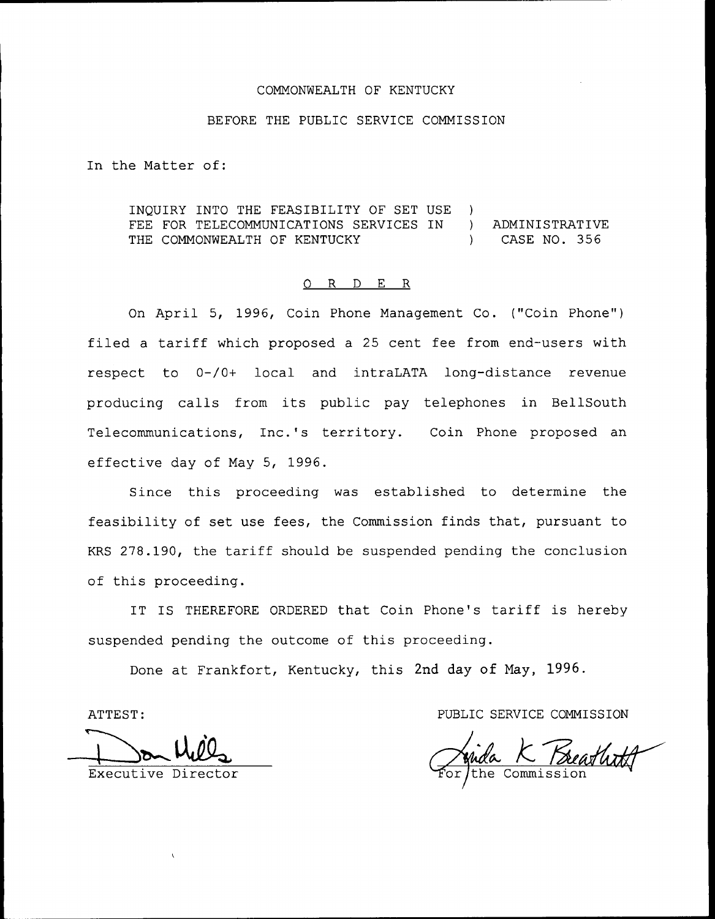COMMONWEALTH OF KENTUCKY

BEFORE THE PUBLIC SERVICE COMMISSION

In the Matter of:

INQUIRY INTO THE FEASIBILITY OF SET USE FEE FOR TELECOMMUNICATIONS SERVICES IN THE COMMONWEALTH OF KENTUCKY ) ADMINISTRATIVE CASE NO. 356

## O R D E R

On April 5, 1996, Coin Phone Management Co. ("Coin Phone") filed a tariff which proposed a 25 cent fee from end-users with respect to 0-/0+ local and intraLATA long-distance revenue producing calls from its public pay telephones in BellSouth Telecommunications, Inc.'s territory. Coin Phone proposed an effective day of May 5, 1996.

Since this proceeding was established to determine the feasibility of set use fees, the Commission finds that, pursuant to KRS 278.190, the tariff should be suspended pending the conclusion of this proceeding.

IT IS THEREFORE ORDERED that Coin Phone's tariff is hereby suspended pending the outcome of this proceeding.

Done at Frankfort, Kentucky, this 2nd day of May, 1996.

ATTEST:

Executive Director

PUBLIC SERVICE COMMISSION

For the Commission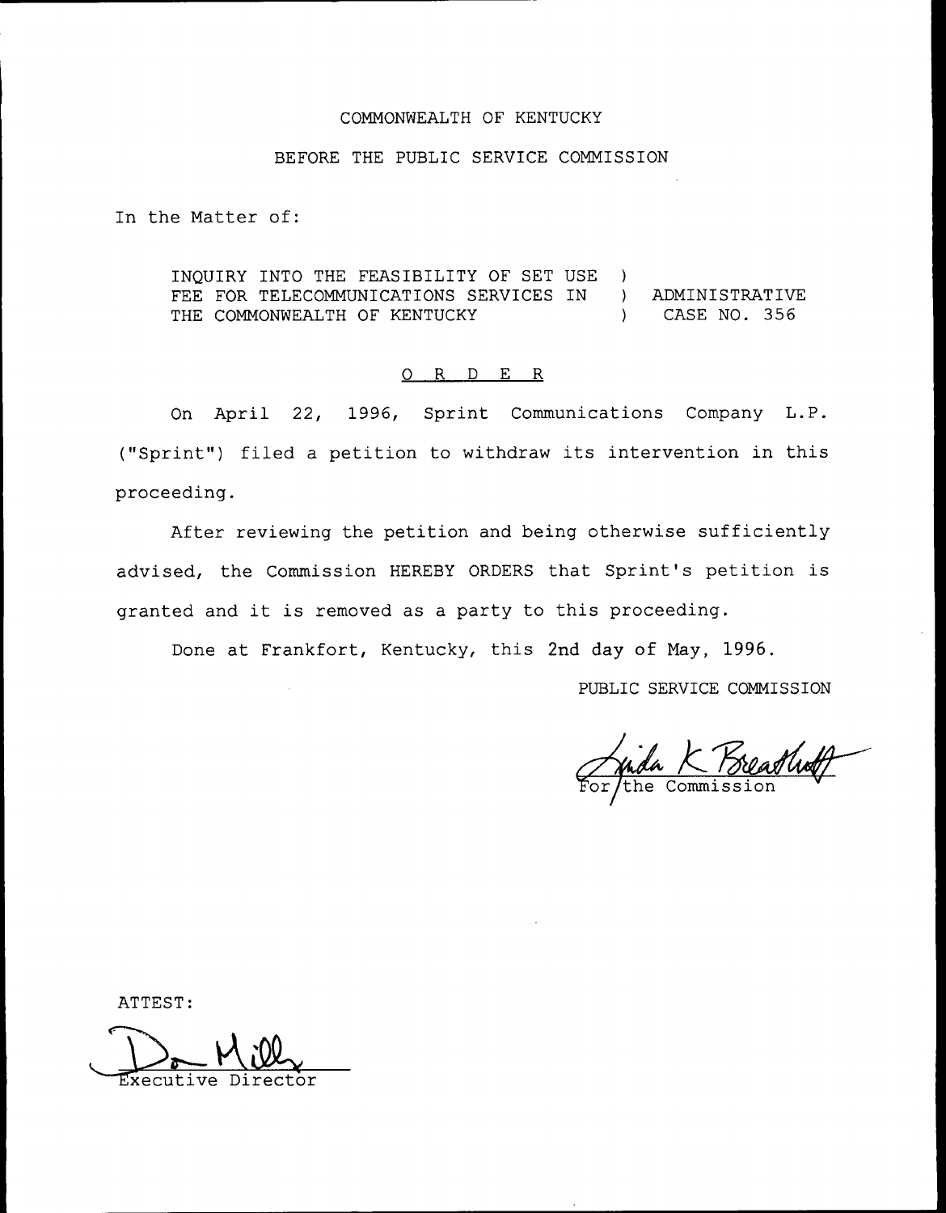COMMONWEALTH OF KENTUCKY

BEFORE THE PUBLIC SERVICE COMMISSION

In the Matter of:

INQUIRY INTO THE FEASIBILITY OF SET USE FEE FOR TELECOMMUNICATIONS SERVICES IN THE COMMONWEALTH OF KENTUCKY ) ADMINISTRATIVE CASE NO. 356

## O R D E R

On April 22, 1996, Sprint Communications Company L.P. ("Sprint") filed a petition to withdraw its intervention in this proceeding.

After reviewing the petition and being otherwise sufficiently advised, the Commission HEREBY ORDERS that Sprint's petition is granted and it is removed as a party to this proceeding.

Done at Frankfort, Kentucky, this 2nd day of May, 1996.

PUBLIC SERVICE COMMISSION

For the Commission

ATTEST:

Executive Director